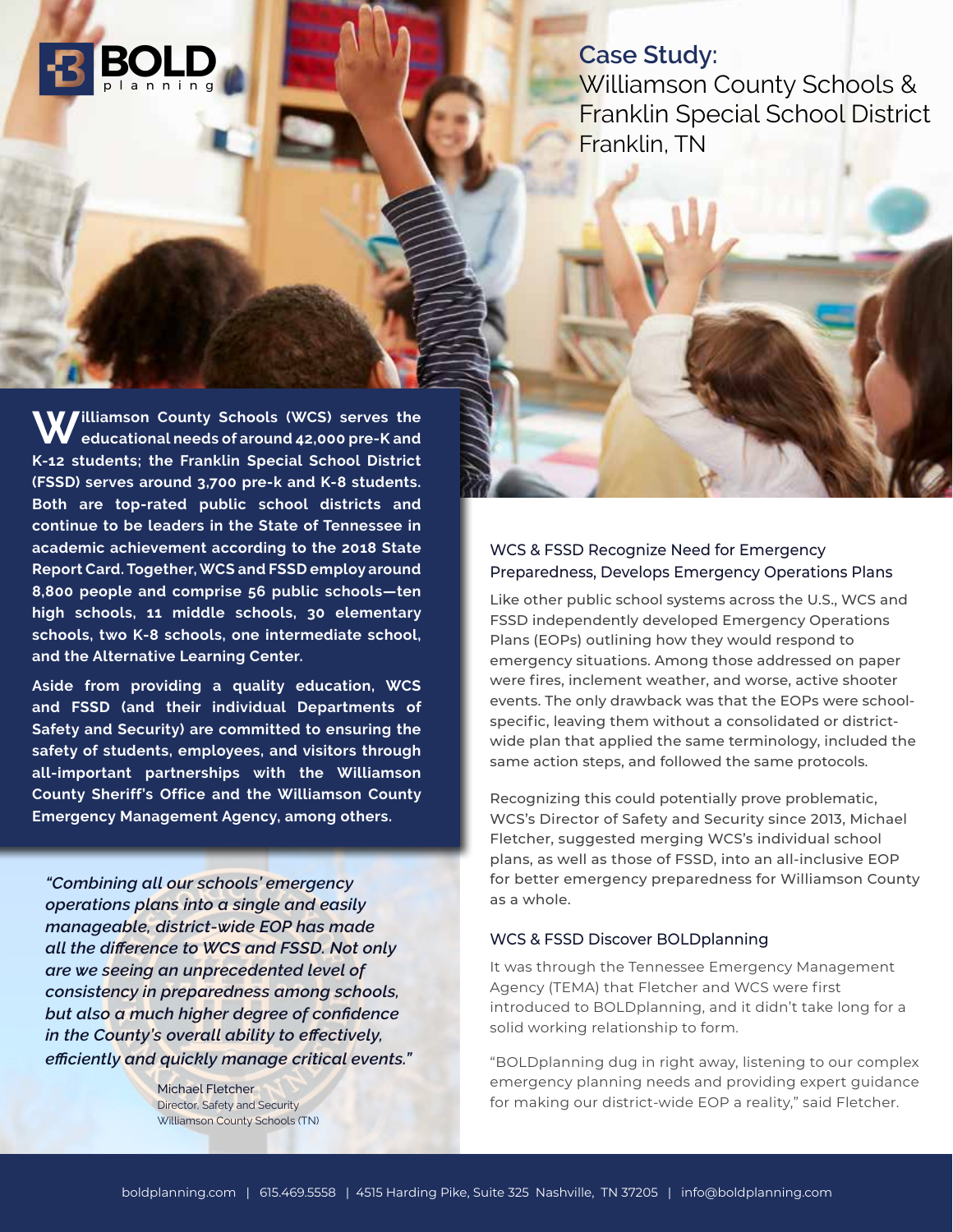BOLD planning

# Case Study:
## Williamson County Schools & Franklin Special School District
Franklin, TN

**Williamson County Schools (WCS) serves the educational needs of around 42,000 pre-K and K-12 students; the Franklin Special School District (FSSD) serves around 3,700 pre-k and K-8 students. Both are top-rated public school districts and continue to be leaders in the State of Tennessee in academic achievement according to the 2018 State Report Card. Together, WCS and FSSD employ around 8,800 people and comprise 56 public schools—ten high schools, 11 middle schools, 30 elementary schools, two K-8 schools, one intermediate school, and the Alternative Learning Center.**

**Aside from providing a quality education, WCS and FSSD (and their individual Departments of Safety and Security) are committed to ensuring the safety of students, employees, and visitors through all-important partnerships with the Williamson County Sheriff's Office and the Williamson County Emergency Management Agency, among others.**

> ***"Combining all our schools' emergency operations plans into a single and easily manageable, district-wide EOP has made all the difference to WCS and FSSD. Not only are we seeing an unprecedented level of consistency in preparedness among schools, but also a much higher degree of confidence in the County's overall ability to effectively, efficiently and quickly manage critical events."***
>
> Michael Fletcher
> Director, Safety and Security
> Williamson County Schools (TN)

### WCS & FSSD Recognize Need for Emergency Preparedness, Develops Emergency Operations Plans

Like other public school systems across the U.S., WCS and FSSD independently developed Emergency Operations Plans (EOPs) outlining how they would respond to emergency situations. Among those addressed on paper were fires, inclement weather, and worse, active shooter events. The only drawback was that the EOPs were school-specific, leaving them without a consolidated or district-wide plan that applied the same terminology, included the same action steps, and followed the same protocols.

Recognizing this could potentially prove problematic, WCS's Director of Safety and Security since 2013, Michael Fletcher, suggested merging WCS's individual school plans, as well as those of FSSD, into an all-inclusive EOP for better emergency preparedness for Williamson County as a whole.

### WCS & FSSD Discover BOLDplanning

It was through the Tennessee Emergency Management Agency (TEMA) that Fletcher and WCS were first introduced to BOLDplanning, and it didn't take long for a solid working relationship to form.

"BOLDplanning dug in right away, listening to our complex emergency planning needs and providing expert guidance for making our district-wide EOP a reality," said Fletcher.

boldplanning.com | 615.469.5558 | 4515 Harding Pike, Suite 325 Nashville, TN 37205 | info@boldplanning.com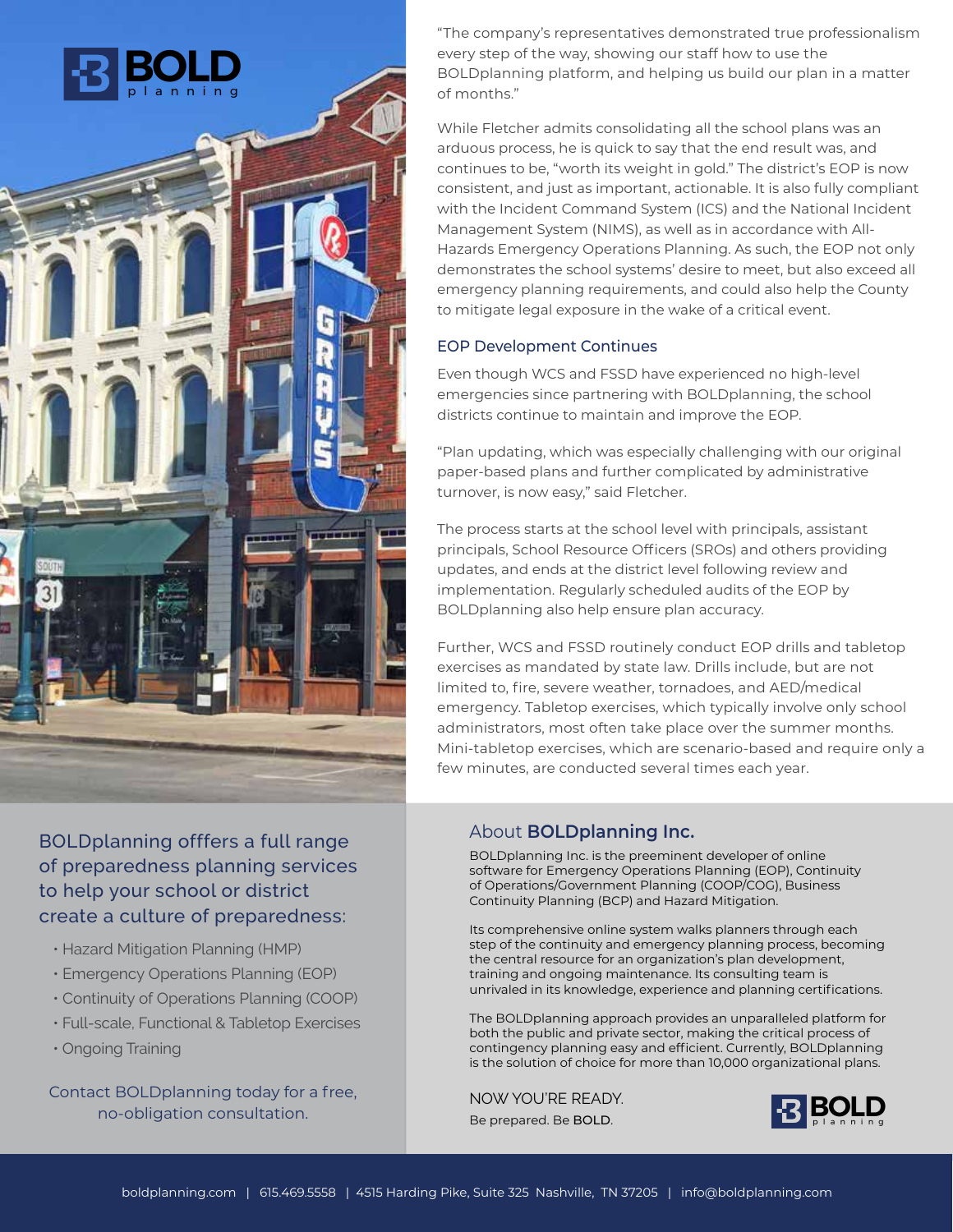"The company's representatives demonstrated true professionalism every step of the way, showing our staff how to use the BOLDplanning platform, and helping us build our plan in a matter of months."

While Fletcher admits consolidating all the school plans was an arduous process, he is quick to say that the end result was, and continues to be, "worth its weight in gold." The district's EOP is now consistent, and just as important, actionable. It is also fully compliant with the Incident Command System (ICS) and the National Incident Management System (NIMS), as well as in accordance with All-Hazards Emergency Operations Planning. As such, the EOP not only demonstrates the school systems' desire to meet, but also exceed all emergency planning requirements, and could also help the County to mitigate legal exposure in the wake of a critical event.

### EOP Development Continues

Even though WCS and FSSD have experienced no high-level emergencies since partnering with BOLDplanning, the school districts continue to maintain and improve the EOP.

"Plan updating, which was especially challenging with our original paper-based plans and further complicated by administrative turnover, is now easy," said Fletcher.

The process starts at the school level with principals, assistant principals, School Resource Officers (SROs) and others providing updates, and ends at the district level following review and implementation. Regularly scheduled audits of the EOP by BOLDplanning also help ensure plan accuracy.

Further, WCS and FSSD routinely conduct EOP drills and tabletop exercises as mandated by state law. Drills include, but are not limited to, fire, severe weather, tornadoes, and AED/medical emergency. Tabletop exercises, which typically involve only school administrators, most often take place over the summer months. Mini-tabletop exercises, which are scenario-based and require only a few minutes, are conducted several times each year.

BOLDplanning offfers a full range of preparedness planning services to help your school or district create a culture of preparedness:

- Hazard Mitigation Planning (HMP)
- Emergency Operations Planning (EOP)
- Continuity of Operations Planning (COOP)
- Full-scale, Functional & Tabletop Exercises
- Ongoing Training

Contact BOLDplanning today for a free, no-obligation consultation.

## About **BOLDplanning Inc.**

BOLDplanning Inc. is the preeminent developer of online software for Emergency Operations Planning (EOP), Continuity of Operations/Government Planning (COOP/COG), Business Continuity Planning (BCP) and Hazard Mitigation.

Its comprehensive online system walks planners through each step of the continuity and emergency planning process, becoming the central resource for an organization's plan development, training and ongoing maintenance. Its consulting team is unrivaled in its knowledge, experience and planning certifications.

The BOLDplanning approach provides an unparalleled platform for both the public and private sector, making the critical process of contingency planning easy and efficient. Currently, BOLDplanning is the solution of choice for more than 10,000 organizational plans.

NOW YOU'RE READY.
Be prepared. Be **BOLD**.

boldplanning.com | 615.469.5558 | 4515 Harding Pike, Suite 325 Nashville, TN 37205 | info@boldplanning.com